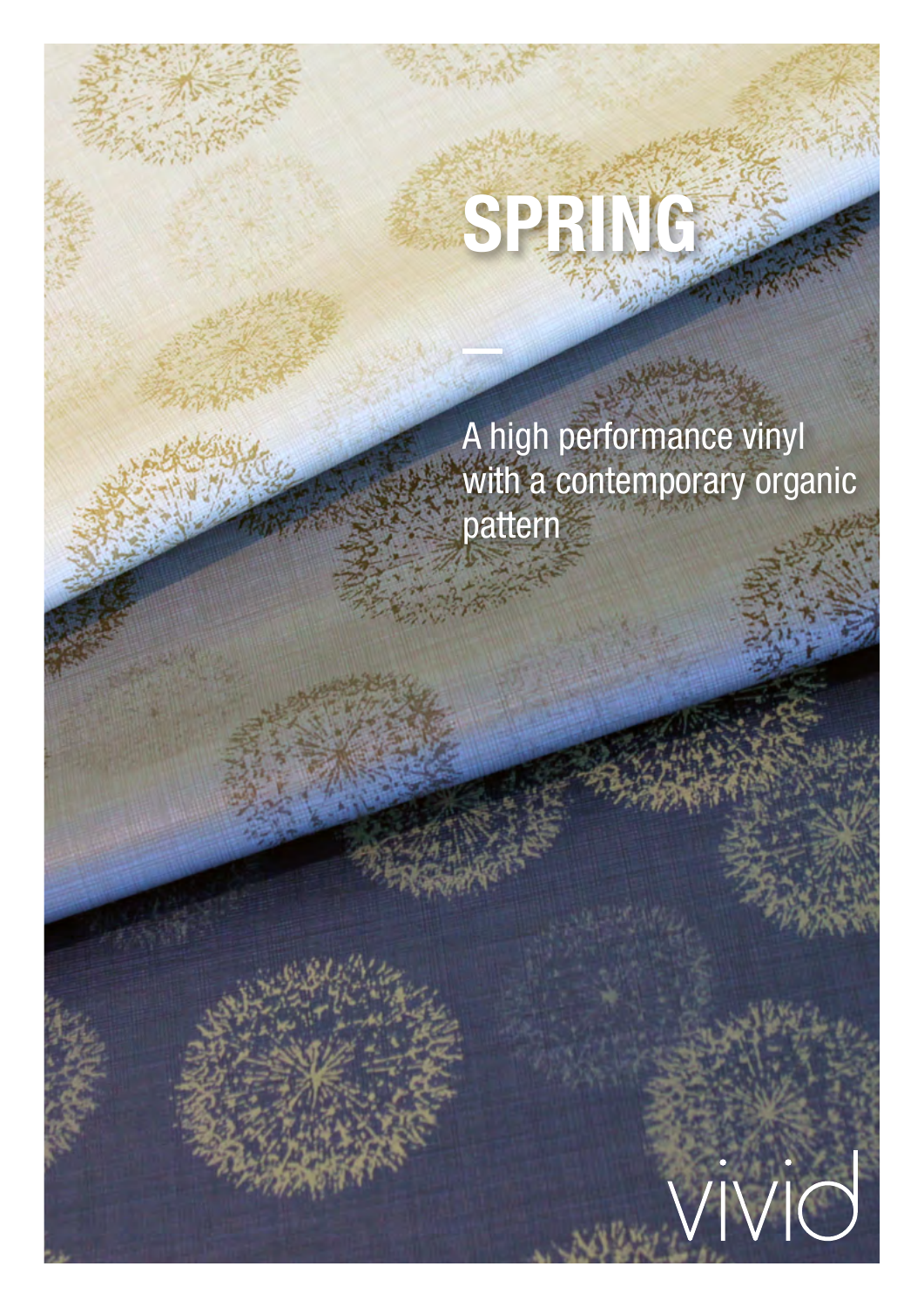# SPRING

A high performance vinyl with a contemporary organic pattern

vivid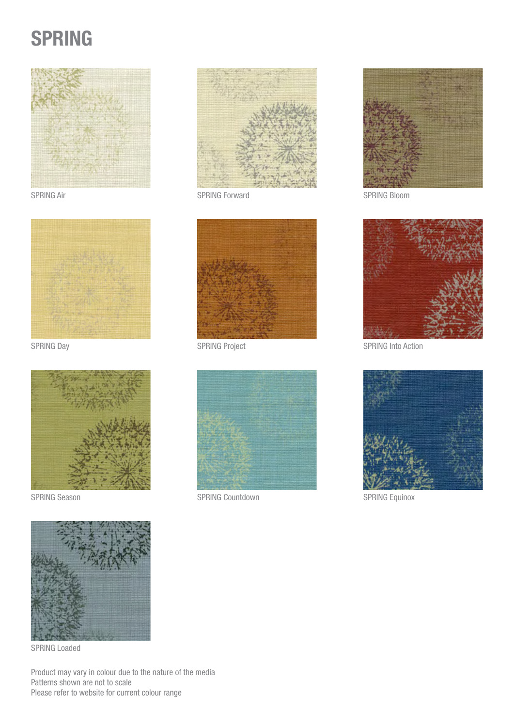# SPRING

SPRING Air

SPRING Forward

SPRING Bloom

SPRING Day

SPRING Project

SPRING Into Action

SPRING Season

SPRING Countdown

SPRING Equinox

SPRING Loaded

Product may vary in colour due to the nature of the media
Patterns shown are not to scale
Please refer to website for current colour range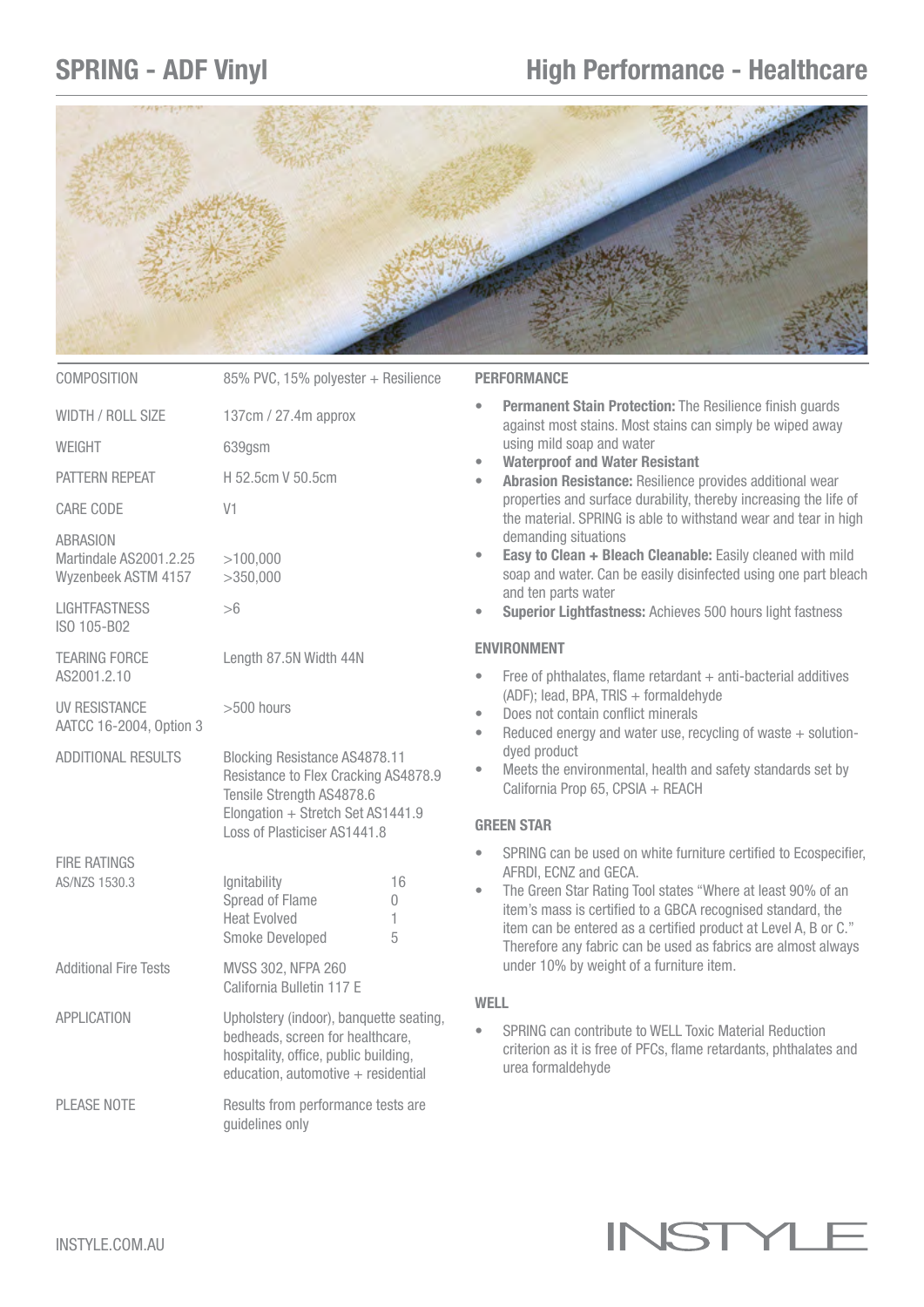# SPRING - ADF Vinyl

## High Performance - Healthcare

| | | |
|---|---|---|
| COMPOSITION | 85% PVC, 15% polyester + Resilience | |
| WIDTH / ROLL SIZE | 137cm / 27.4m approx | |
| WEIGHT | 639gsm | |
| PATTERN REPEAT | H 52.5cm V 50.5cm | |
| CARE CODE | V1 | |
| ABRASION<br>Martindale AS2001.2.25<br>Wyzenbeek ASTM 4157 | <br>>100,000<br>>350,000 | |
| LIGHTFASTNESS<br>ISO 105-B02 | >6 | |
| TEARING FORCE<br>AS2001.2.10 | Length 87.5N Width 44N | |
| UV RESISTANCE<br>AATCC 16-2004, Option 3 | >500 hours | |
| ADDITIONAL RESULTS | Blocking Resistance AS4878.11<br>Resistance to Flex Cracking AS4878.9<br>Tensile Strength AS4878.6<br>Elongation + Stretch Set AS1441.9<br>Loss of Plasticiser AS1441.8 | |
| FIRE RATINGS<br>AS/NZS 1530.3 | Ignitability<br>Spread of Flame<br>Heat Evolved<br>Smoke Developed | 16<br>0<br>1<br>5 |
| Additional Fire Tests | MVSS 302, NFPA 260<br>California Bulletin 117 E | |
| APPLICATION | Upholstery (indoor), banquette seating, bedheads, screen for healthcare, hospitality, office, public building, education, automotive + residential | |
| PLEASE NOTE | Results from performance tests are guidelines only | |

### PERFORMANCE

- **Permanent Stain Protection:** The Resilience finish guards against most stains. Most stains can simply be wiped away using mild soap and water
- **Waterproof and Water Resistant**
- **Abrasion Resistance:** Resilience provides additional wear properties and surface durability, thereby increasing the life of the material. SPRING is able to withstand wear and tear in high demanding situations
- **Easy to Clean + Bleach Cleanable:** Easily cleaned with mild soap and water. Can be easily disinfected using one part bleach and ten parts water
- **Superior Lightfastness:** Achieves 500 hours light fastness

### ENVIRONMENT

- Free of phthalates, flame retardant + anti-bacterial additives (ADF); lead, BPA, TRIS + formaldehyde
- Does not contain conflict minerals
- Reduced energy and water use, recycling of waste + solution-dyed product
- Meets the environmental, health and safety standards set by California Prop 65, CPSIA + REACH

### GREEN STAR

- SPRING can be used on white furniture certified to Ecospecifier, AFRDI, ECNZ and GECA.
- The Green Star Rating Tool states "Where at least 90% of an item's mass is certified to a GBCA recognised standard, the item can be entered as a certified product at Level A, B or C." Therefore any fabric can be used as fabrics are almost always under 10% by weight of a furniture item.

### WELL

- SPRING can contribute to WELL Toxic Material Reduction criterion as it is free of PFCs, flame retardants, phthalates and urea formaldehyde

INSTYLE.COM.AU

INSTYLE